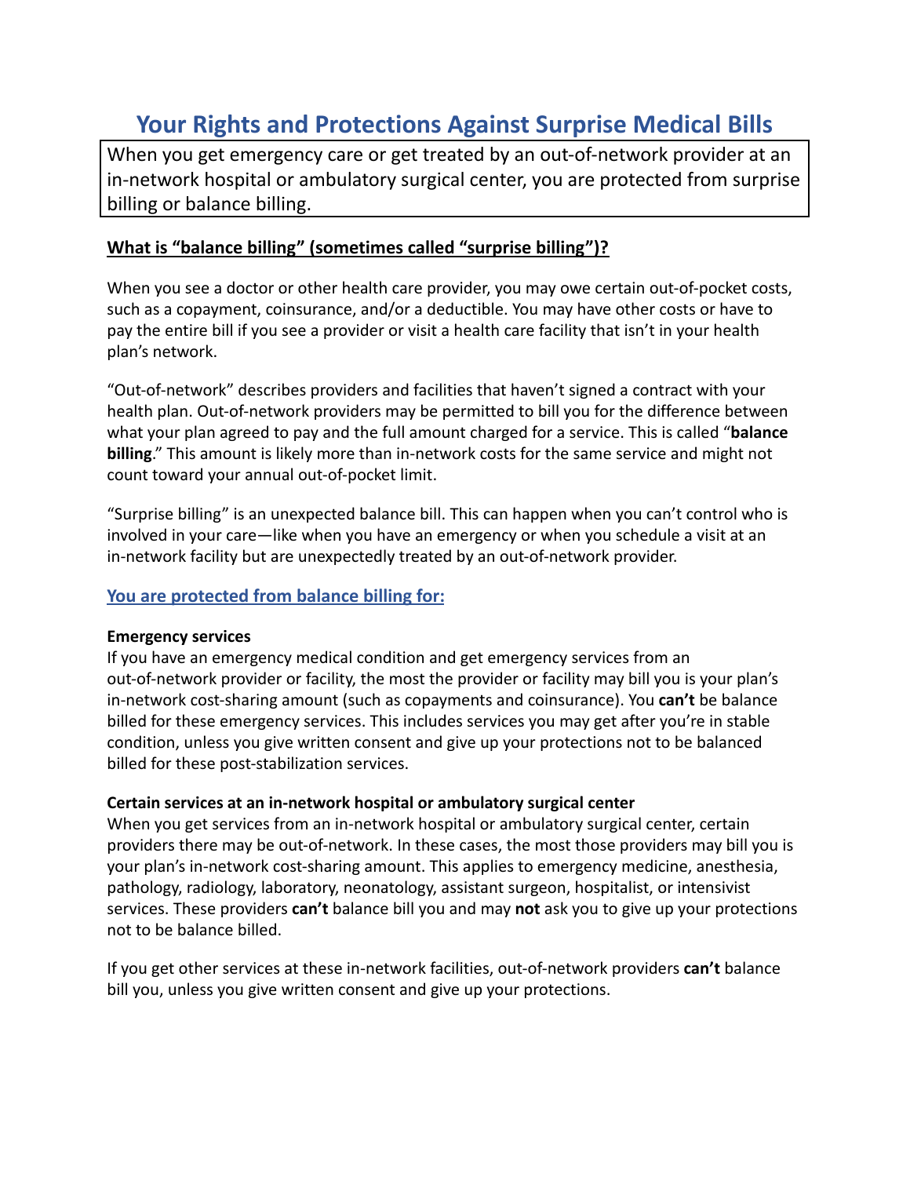# Your Rights and Protections Against Surprise Medical Bills

When you get emergency care or get treated by an out-of-network provider at an in-network hospital or ambulatory surgical center, you are protected from surprise billing or balance billing.

## What is "balance billing" (sometimes called "surprise billing")?

When you see a doctor or other health care provider, you may owe certain out-of-pocket costs, such as a copayment, coinsurance, and/or a deductible. You may have other costs or have to pay the entire bill if you see a provider or visit a health care facility that isn't in your health plan's network.

"Out-of-network" describes providers and facilities that haven't signed a contract with your health plan. Out-of-network providers may be permitted to bill you for the difference between what your plan agreed to pay and the full amount charged for a service. This is called "**balance billing**." This amount is likely more than in-network costs for the same service and might not count toward your annual out-of-pocket limit.

"Surprise billing" is an unexpected balance bill. This can happen when you can't control who is involved in your care—like when you have an emergency or when you schedule a visit at an in-network facility but are unexpectedly treated by an out-of-network provider.

## You are protected from balance billing for:

**Emergency services**
If you have an emergency medical condition and get emergency services from an out-of-network provider or facility, the most the provider or facility may bill you is your plan's in-network cost-sharing amount (such as copayments and coinsurance). You **can't** be balance billed for these emergency services. This includes services you may get after you're in stable condition, unless you give written consent and give up your protections not to be balanced billed for these post-stabilization services.

**Certain services at an in-network hospital or ambulatory surgical center**
When you get services from an in-network hospital or ambulatory surgical center, certain providers there may be out-of-network. In these cases, the most those providers may bill you is your plan's in-network cost-sharing amount. This applies to emergency medicine, anesthesia, pathology, radiology, laboratory, neonatology, assistant surgeon, hospitalist, or intensivist services. These providers **can't** balance bill you and may **not** ask you to give up your protections not to be balance billed.

If you get other services at these in-network facilities, out-of-network providers **can't** balance bill you, unless you give written consent and give up your protections.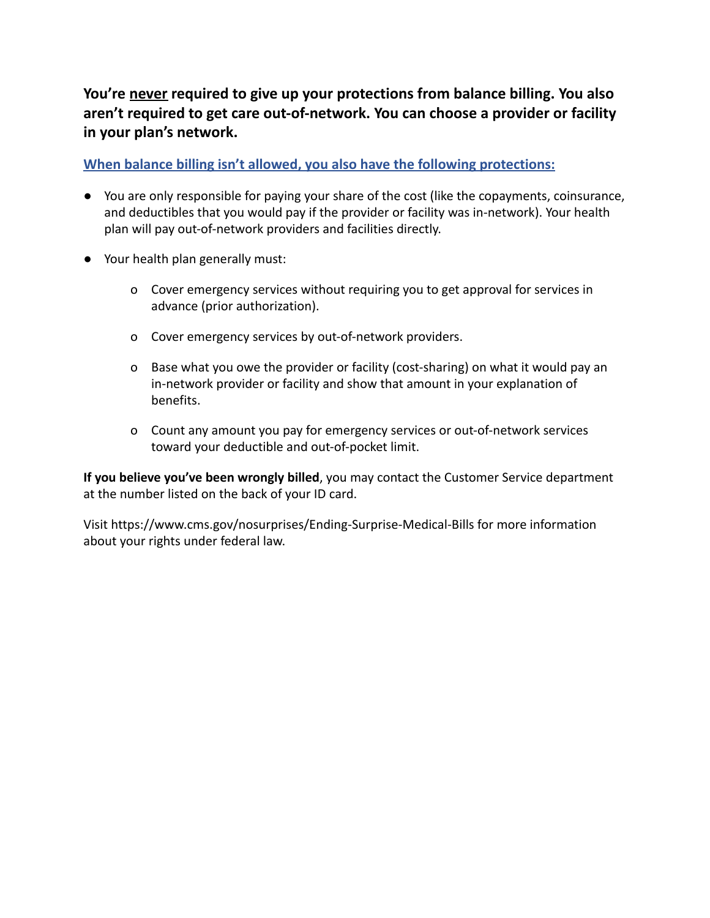**You're <u>never</u> required to give up your protections from balance billing. You also aren't required to get care out-of-network. You can choose a provider or facility in your plan's network.**

## When balance billing isn't allowed, you also have the following protections:

- You are only responsible for paying your share of the cost (like the copayments, coinsurance, and deductibles that you would pay if the provider or facility was in-network). Your health plan will pay out-of-network providers and facilities directly.
- Your health plan generally must:
  - Cover emergency services without requiring you to get approval for services in advance (prior authorization).
  - Cover emergency services by out-of-network providers.
  - Base what you owe the provider or facility (cost-sharing) on what it would pay an in-network provider or facility and show that amount in your explanation of benefits.
  - Count any amount you pay for emergency services or out-of-network services toward your deductible and out-of-pocket limit.

**If you believe you've been wrongly billed**, you may contact the Customer Service department at the number listed on the back of your ID card.

Visit https://www.cms.gov/nosurprises/Ending-Surprise-Medical-Bills for more information about your rights under federal law.